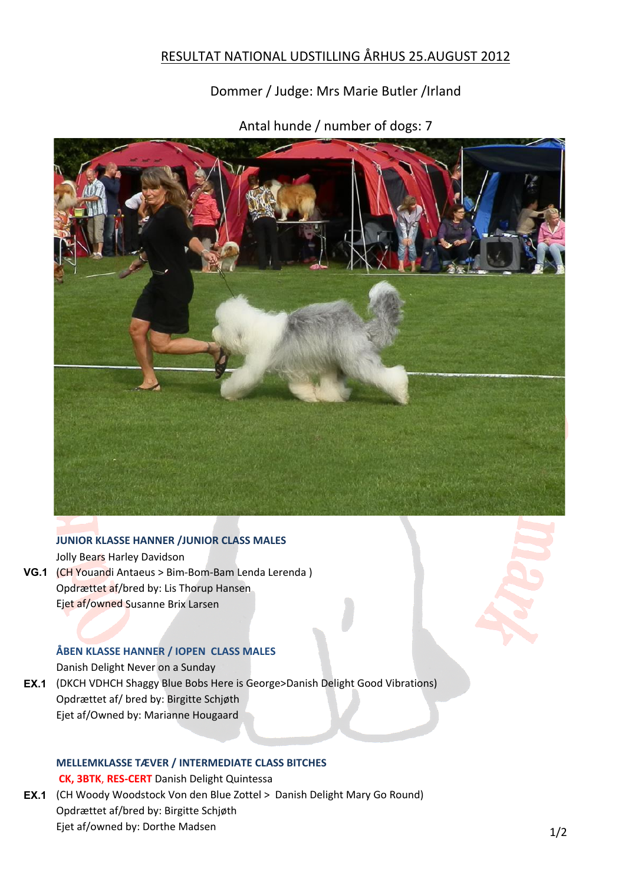# RESULTAT NATIONAL UDSTILLING ÅRHUS 25.AUGUST 2012

Dommer / Judge: Mrs Marie Butler /Irland

Antal hunde / number of dogs: 7

### JUNIOR KLASSE HANNER /JUNIOR CLASS MALES

Jolly Bears Harley Davidson
**VG.1** (CH Youandi Antaeus > Bim-Bom-Bam Lenda Lerenda )
Opdrættet af/bred by: Lis Thorup Hansen
Ejet af/owned Susanne Brix Larsen

### ÅBEN KLASSE HANNER / IOPEN CLASS MALES

Danish Delight Never on a Sunday
**EX.1** (DKCH VDHCH Shaggy Blue Bobs Here is George>Danish Delight Good Vibrations)
Opdrættet af/ bred by: Birgitte Schjøth
Ejet af/Owned by: Marianne Hougaard

### MELLEMKLASSE TÆVER / INTERMEDIATE CLASS BITCHES

**CK, 3BTK, RES-CERT** Danish Delight Quintessa
**EX.1** (CH Woody Woodstock Von den Blue Zottel > Danish Delight Mary Go Round)
Opdrættet af/bred by: Birgitte Schjøth
Ejet af/owned by: Dorthe Madsen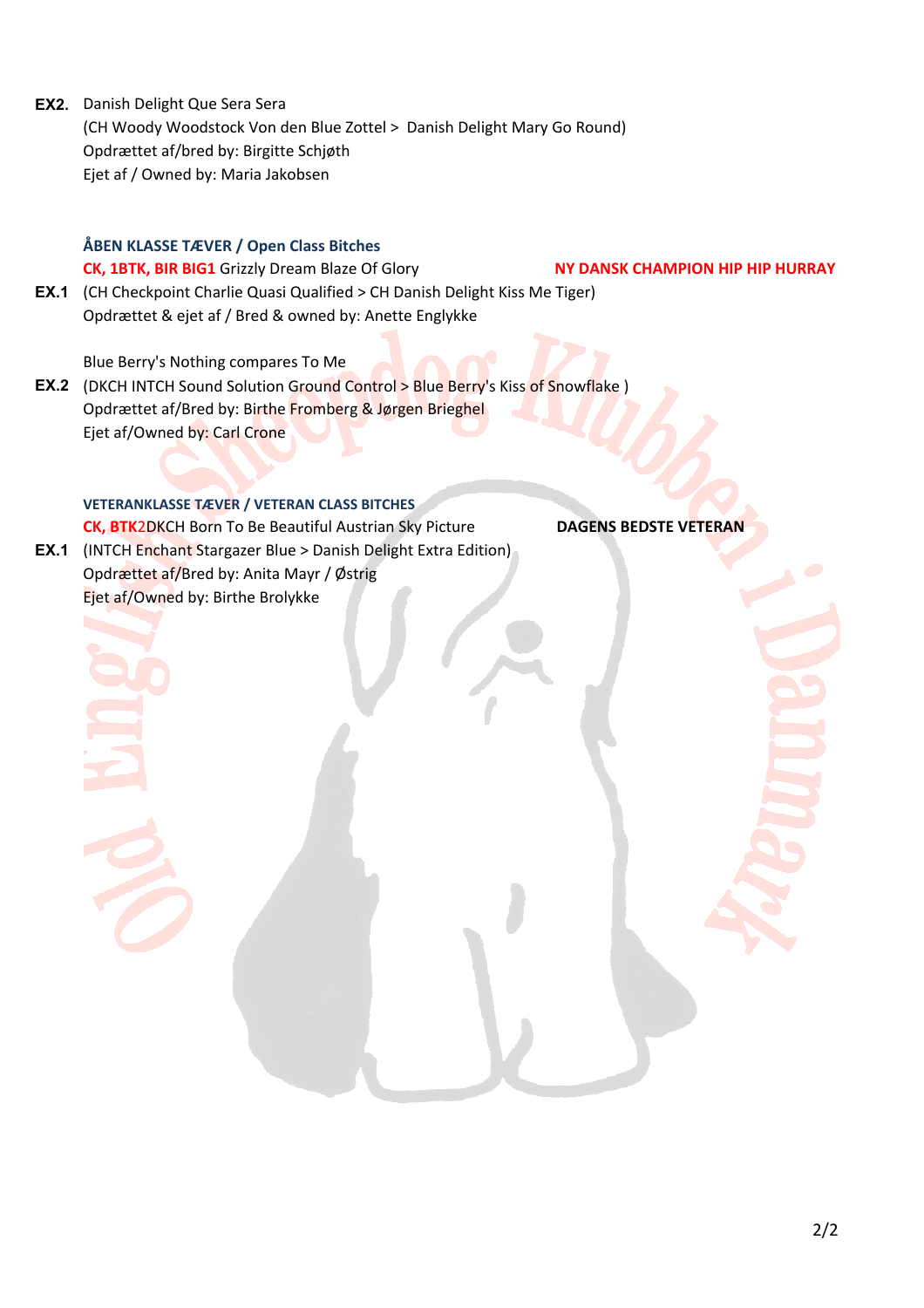**EX2.** Danish Delight Que Sera Sera
(CH Woody Woodstock Von den Blue Zottel > Danish Delight Mary Go Round)
Opdrættet af/bred by: Birgitte Schjøth
Ejet af / Owned by: Maria Jakobsen

### ÅBEN KLASSE TÆVER / Open Class Bitches

**CK, 1BTK, BIR BIG1** Grizzly Dream Blaze Of Glory — **NY DANSK CHAMPION HIP HIP HURRAY**

**EX.1** (CH Checkpoint Charlie Quasi Qualified > CH Danish Delight Kiss Me Tiger)
Opdrættet & ejet af / Bred & owned by: Anette Englykke

Blue Berry's Nothing compares To Me

**EX.2** (DKCH INTCH Sound Solution Ground Control > Blue Berry's Kiss of Snowflake )
Opdrættet af/Bred by: Birthe Fromberg & Jørgen Brieghel
Ejet af/Owned by: Carl Crone

### VETERANKLASSE TÆVER / VETERAN CLASS BITCHES

**CK, BTK2** DKCH Born To Be Beautiful Austrian Sky Picture — **DAGENS BEDSTE VETERAN**

**EX.1** (INTCH Enchant Stargazer Blue > Danish Delight Extra Edition)
Opdrættet af/Bred by: Anita Mayr / Østrig
Ejet af/Owned by: Birthe Brolykke